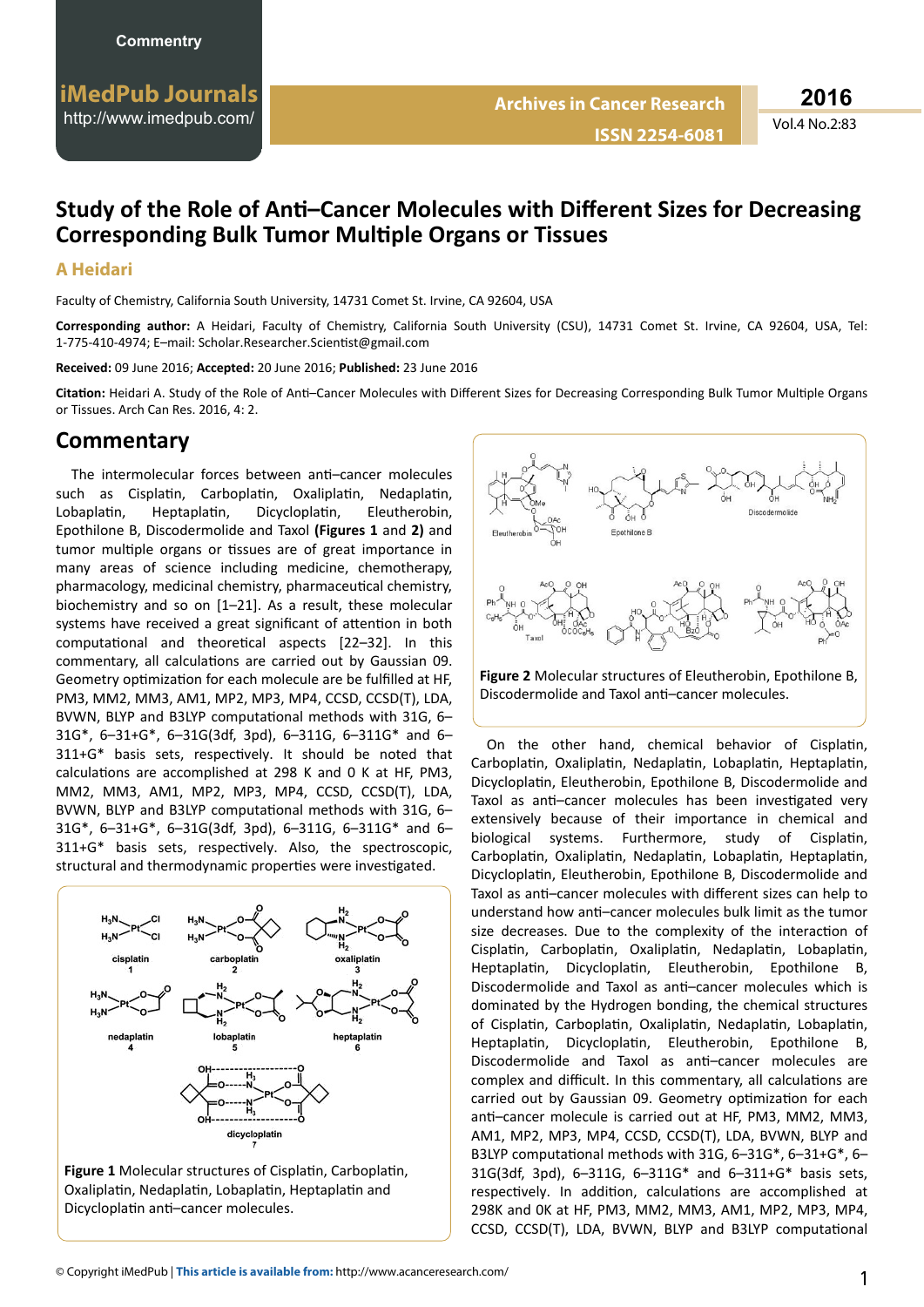# Study of the Role of Anti–Cancer Molecules with Different Sizes for Decreasing Corresponding Bulk Tumor Multiple Organs or Tissues

**A Heidari**

Faculty of Chemistry, California South University, 14731 Comet St. Irvine, CA 92604, USA

**Corresponding author:** A Heidari, Faculty of Chemistry, California South University (CSU), 14731 Comet St. Irvine, CA 92604, USA, Tel: 1-775-410-4974; E–mail: Scholar.Researcher.Scientist@gmail.com

**Received:** 09 June 2016; **Accepted:** 20 June 2016; **Published:** 23 June 2016

**Citation:** Heidari A. Study of the Role of Anti–Cancer Molecules with Different Sizes for Decreasing Corresponding Bulk Tumor Multiple Organs or Tissues. Arch Can Res. 2016, 4: 2.

## Commentary

The intermolecular forces between anti–cancer molecules such as Cisplatin, Carboplatin, Oxaliplatin, Nedaplatin, Lobaplatin, Heptaplatin, Dicycloplatin, Eleutherobin, Epothilone B, Discodermolide and Taxol (**Figures 1** and **2**) and tumor multiple organs or tissues are of great importance in many areas of science including medicine, chemotherapy, pharmacology, medicinal chemistry, pharmaceutical chemistry, biochemistry and so on [1–21]. As a result, these molecular systems have received a great significant of attention in both computational and theoretical aspects [22–32]. In this commentary, all calculations are carried out by Gaussian 09. Geometry optimization for each molecule are be fulfilled at HF, PM3, MM2, MM3, AM1, MP2, MP3, MP4, CCSD, CCSD(T), LDA, BVWN, BLYP and B3LYP computational methods with 31G, 6–31G*, 6–31+G*, 6–31G(3df, 3pd), 6–311G, 6–311G* and 6–311+G* basis sets, respectively. It should be noted that calculations are accomplished at 298 K and 0 K at HF, PM3, MM2, MM3, AM1, MP2, MP3, MP4, CCSD, CCSD(T), LDA, BVWN, BLYP and B3LYP computational methods with 31G, 6–31G*, 6–31+G*, 6–31G(3df, 3pd), 6–311G, 6–311G* and 6–311+G* basis sets, respectively. Also, the spectroscopic, structural and thermodynamic properties were investigated.

**Figure 1** Molecular structures of Cisplatin, Carboplatin, Oxaliplatin, Nedaplatin, Lobaplatin, Heptaplatin and Dicycloplatin anti–cancer molecules.

**Figure 2** Molecular structures of Eleutherobin, Epothilone B, Discodermolide and Taxol anti–cancer molecules.

On the other hand, chemical behavior of Cisplatin, Carboplatin, Oxaliplatin, Nedaplatin, Lobaplatin, Heptaplatin, Dicycloplatin, Eleutherobin, Epothilone B, Discodermolide and Taxol as anti–cancer molecules has been investigated very extensively because of their importance in chemical and biological systems. Furthermore, study of Cisplatin, Carboplatin, Oxaliplatin, Nedaplatin, Lobaplatin, Heptaplatin, Dicycloplatin, Eleutherobin, Epothilone B, Discodermolide and Taxol as anti–cancer molecules with different sizes can help to understand how anti–cancer molecules bulk limit as the tumor size decreases. Due to the complexity of the interaction of Cisplatin, Carboplatin, Oxaliplatin, Nedaplatin, Lobaplatin, Heptaplatin, Dicycloplatin, Eleutherobin, Epothilone B, Discodermolide and Taxol as anti–cancer molecules which is dominated by the Hydrogen bonding, the chemical structures of Cisplatin, Carboplatin, Oxaliplatin, Nedaplatin, Lobaplatin, Heptaplatin, Dicycloplatin, Eleutherobin, Epothilone B, Discodermolide and Taxol as anti–cancer molecules are complex and difficult. In this commentary, all calculations are carried out by Gaussian 09. Geometry optimization for each anti–cancer molecule is carried out at HF, PM3, MM2, MM3, AM1, MP2, MP3, MP4, CCSD, CCSD(T), LDA, BVWN, BLYP and B3LYP computational methods with 31G, 6–31G*, 6–31+G*, 6–31G(3df, 3pd), 6–311G, 6–311G* and 6–311+G* basis sets, respectively. In addition, calculations are accomplished at 298K and 0K at HF, PM3, MM2, MM3, AM1, MP2, MP3, MP4, CCSD, CCSD(T), LDA, BVWN, BLYP and B3LYP computational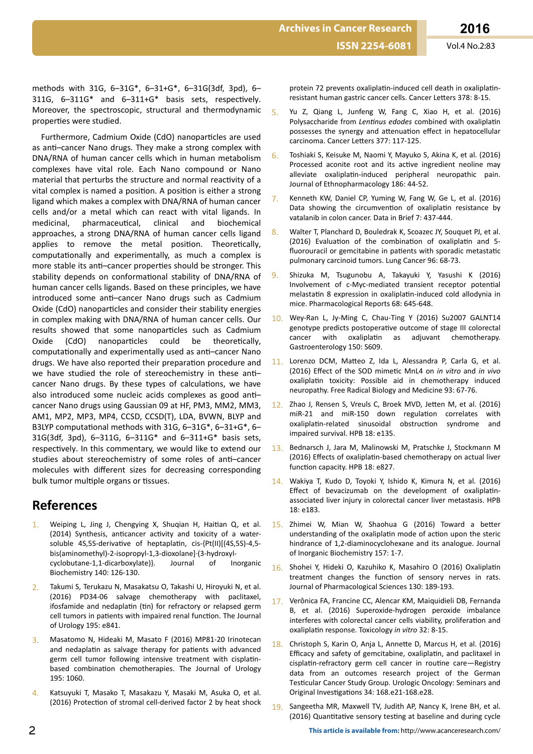methods with 31G, 6–31G*, 6–31+G*, 6–31G(3df, 3pd), 6–311G, 6–311G* and 6–311+G* basis sets, respectively. Moreover, the spectroscopic, structural and thermodynamic properties were studied.

Furthermore, Cadmium Oxide (CdO) nanoparticles are used as anti–cancer Nano drugs. They make a strong complex with DNA/RNA of human cancer cells which in human metabolism complexes have vital role. Each Nano compound or Nano material that perturbs the structure and normal reactivity of a vital complex is named a position. A position is either a strong ligand which makes a complex with DNA/RNA of human cancer cells and/or a metal which can react with vital ligands. In medicinal, pharmaceutical, clinical and biochemical approaches, a strong DNA/RNA of human cancer cells ligand applies to remove the metal position. Theoretically, computationally and experimentally, as much a complex is more stable its anti–cancer properties should be stronger. This stability depends on conformational stability of DNA/RNA of human cancer cells ligands. Based on these principles, we have introduced some anti–cancer Nano drugs such as Cadmium Oxide (CdO) nanoparticles and consider their stability energies in complex making with DNA/RNA of human cancer cells. Our results showed that some nanoparticles such as Cadmium Oxide (CdO) nanoparticles could be theoretically, computationally and experimentally used as anti–cancer Nano drugs. We have also reported their preparation procedure and we have studied the role of stereochemistry in these anti–cancer Nano drugs. By these types of calculations, we have also introduced some nucleic acids complexes as good anti–cancer Nano drugs using Gaussian 09 at HF, PM3, MM2, MM3, AM1, MP2, MP3, MP4, CCSD, CCSD(T), LDA, BVWN, BLYP and B3LYP computational methods with 31G, 6–31G*, 6–31+G*, 6–31G(3df, 3pd), 6–311G, 6–311G* and 6–311+G* basis sets, respectively. In this commentary, we would like to extend our studies about stereochemistry of some roles of anti–cancer molecules with different sizes for decreasing corresponding bulk tumor multiple organs or tissues.

## References

1. Weiping L, Jing J, Chengying X, Shuqian H, Haitian Q, et al. (2014) Synthesis, anticancer activity and toxicity of a water-soluble 4S,5S-derivative of heptaplatin, cis-{Pt(II)[(4S,5S)-4,5-bis(aminomethyl)-2-isopropyl-1,3-dioxolane]·(3-hydroxyl-cyclobutane-1,1-dicarboxylate)}. Journal of Inorganic Biochemistry 140: 126-130.
2. Takumi S, Terukazu N, Masakatsu O, Takashi U, Hiroyuki N, et al. (2016) PD34-06 salvage chemotherapy with paclitaxel, ifosfamide and nedaplatin (tin) for refractory or relapsed germ cell tumors in patients with impaired renal function. The Journal of Urology 195: e841.
3. Masatomo N, Hideaki M, Masato F (2016) MP81-20 Irinotecan and nedaplatin as salvage therapy for patients with advanced germ cell tumor following intensive treatment with cisplatin-based combination chemotherapies. The Journal of Urology 195: 1060.
4. Katsuyuki T, Masako T, Masakazu Y, Masaki M, Asuka O, et al. (2016) Protection of stromal cell-derived factor 2 by heat shock protein 72 prevents oxaliplatin-induced cell death in oxaliplatin-resistant human gastric cancer cells. Cancer Letters 378: 8-15.
5. Yu Z, Qiang L, Junfeng W, Fang C, Xiao H, et al. (2016) Polysaccharide from *Lentinus edodes* combined with oxaliplatin possesses the synergy and attenuation effect in hepatocellular carcinoma. Cancer Letters 377: 117-125.
6. Toshiaki S, Keisuke M, Naomi Y, Mayuko S, Akina K, et al. (2016) Processed aconite root and its active ingredient neoline may alleviate oxaliplatin-induced peripheral neuropathic pain. Journal of Ethnopharmacology 186: 44-52.
7. Kenneth KW, Daniel CP, Yuming W, Fang W, Ge L, et al. (2016) Data showing the circumvention of oxaliplatin resistance by vatalanib in colon cancer. Data in Brief 7: 437-444.
8. Walter T, Planchard D, Bouledrak K, Scoazec JY, Souquet PJ, et al. (2016) Evaluation of the combination of oxaliplatin and 5-fluorouracil or gemcitabine in patients with sporadic metastatic pulmonary carcinoid tumors. Lung Cancer 96: 68-73.
9. Shizuka M, Tsugunobu A, Takayuki Y, Yasushi K (2016) Involvement of c-Myc-mediated transient receptor potential melastatin 8 expression in oxaliplatin-induced cold allodynia in mice. Pharmacological Reports 68: 645-648.
10. Wey-Ran L, Jy-Ming C, Chau-Ting Y (2016) Su2007 GALNT14 genotype predicts postoperative outcome of stage III colorectal cancer with oxaliplatin as adjuvant chemotherapy. Gastroenterology 150: S609.
11. Lorenzo DCM, Matteo Z, Ida L, Alessandra P, Carla G, et al. (2016) Effect of the SOD mimetic MnL4 on *in vitro* and *in vivo* oxaliplatin toxicity: Possible aid in chemotherapy induced neuropathy. Free Radical Biology and Medicine 93: 67-76.
12. Zhao J, Rensen S, Vreuls C, Broek MVD, Jetten M, et al. (2016) miR-21 and miR-150 down regulation correlates with oxaliplatin-related sinusoidal obstruction syndrome and impaired survival. HPB 18: e135.
13. Bednarsch J, Jara M, Malinowski M, Pratschke J, Stockmann M (2016) Effects of oxaliplatin-based chemotherapy on actual liver function capacity. HPB 18: e827.
14. Wakiya T, Kudo D, Toyoki Y, Ishido K, Kimura N, et al. (2016) Effect of bevacizumab on the development of oxaliplatin-associated liver injury in colorectal cancer liver metastasis. HPB 18: e183.
15. Zhimei W, Mian W, Shaohua G (2016) Toward a better understanding of the oxaliplatin mode of action upon the steric hindrance of 1,2-diaminocyclohexane and its analogue. Journal of Inorganic Biochemistry 157: 1-7.
16. Shohei Y, Hideki O, Kazuhiko K, Masahiro O (2016) Oxaliplatin treatment changes the function of sensory nerves in rats. Journal of Pharmacological Sciences 130: 189-193.
17. Verônica FA, Francine CC, Alencar KM, Maiquidieli DB, Fernanda B, et al. (2016) Superoxide-hydrogen peroxide imbalance interferes with colorectal cancer cells viability, proliferation and oxaliplatin response. Toxicology *in vitro* 32: 8-15.
18. Christoph S, Karin O, Anja L, Annette D, Marcus H, et al. (2016) Efficacy and safety of gemcitabine, oxaliplatin, and paclitaxel in cisplatin-refractory germ cell cancer in routine care—Registry data from an outcomes research project of the German Testicular Cancer Study Group. Urologic Oncology: Seminars and Original Investigations 34: 168.e21-168.e28.
19. Sangeetha MR, Maxwell TV, Judith AP, Nancy K, Irene BH, et al. (2016) Quantitative sensory testing at baseline and during cycle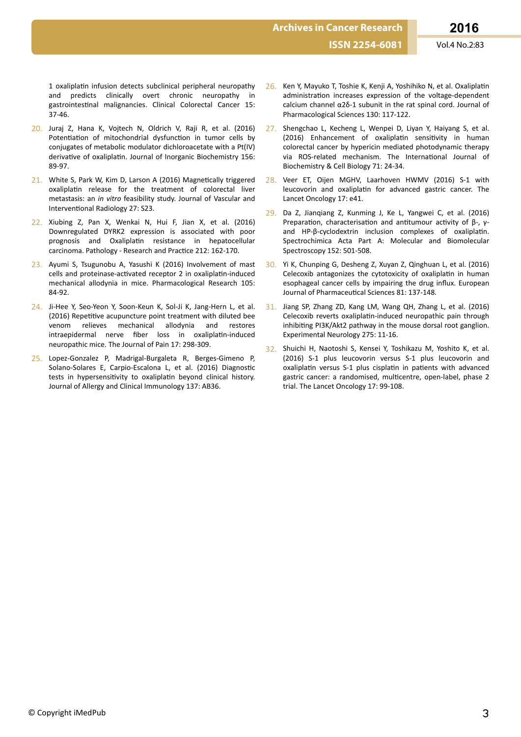1 oxaliplatin infusion detects subclinical peripheral neuropathy and predicts clinically overt chronic neuropathy in gastrointestinal malignancies. Clinical Colorectal Cancer 15: 37-46.

20. Juraj Z, Hana K, Vojtech N, Oldrich V, Raji R, et al. (2016) Potentiation of mitochondrial dysfunction in tumor cells by conjugates of metabolic modulator dichloroacetate with a Pt(IV) derivative of oxaliplatin. Journal of Inorganic Biochemistry 156: 89-97.

21. White S, Park W, Kim D, Larson A (2016) Magnetically triggered oxaliplatin release for the treatment of colorectal liver metastasis: an *in vitro* feasibility study. Journal of Vascular and Interventional Radiology 27: S23.

22. Xiubing Z, Pan X, Wenkai N, Hui F, Jian X, et al. (2016) Downregulated DYRK2 expression is associated with poor prognosis and Oxaliplatin resistance in hepatocellular carcinoma. Pathology - Research and Practice 212: 162-170.

23. Ayumi S, Tsugunobu A, Yasushi K (2016) Involvement of mast cells and proteinase-activated receptor 2 in oxaliplatin-induced mechanical allodynia in mice. Pharmacological Research 105: 84-92.

24. Ji-Hee Y, Seo-Yeon Y, Soon-Keun K, Sol-Ji K, Jang-Hern L, et al. (2016) Repetitive acupuncture point treatment with diluted bee venom relieves mechanical allodynia and restores intraepidermal nerve fiber loss in oxaliplatin-induced neuropathic mice. The Journal of Pain 17: 298-309.

25. Lopez-Gonzalez P, Madrigal-Burgaleta R, Berges-Gimeno P, Solano-Solares E, Carpio-Escalona L, et al. (2016) Diagnostic tests in hypersensitivity to oxaliplatin beyond clinical history. Journal of Allergy and Clinical Immunology 137: AB36.

26. Ken Y, Mayuko T, Toshie K, Kenji A, Yoshihiko N, et al. Oxaliplatin administration increases expression of the voltage-dependent calcium channel α2δ-1 subunit in the rat spinal cord. Journal of Pharmacological Sciences 130: 117-122.

27. Shengchao L, Kecheng L, Wenpei D, Liyan Y, Haiyang S, et al. (2016) Enhancement of oxaliplatin sensitivity in human colorectal cancer by hypericin mediated photodynamic therapy via ROS-related mechanism. The International Journal of Biochemistry & Cell Biology 71: 24-34.

28. Veer ET, Oijen MGHV, Laarhoven HWMV (2016) S-1 with leucovorin and oxaliplatin for advanced gastric cancer. The Lancet Oncology 17: e41.

29. Da Z, Jianqiang Z, Kunming J, Ke L, Yangwei C, et al. (2016) Preparation, characterisation and antitumour activity of β-, γ- and HP-β-cyclodextrin inclusion complexes of oxaliplatin. Spectrochimica Acta Part A: Molecular and Biomolecular Spectroscopy 152: 501-508.

30. Yi K, Chunping G, Desheng Z, Xuyan Z, Qinghuan L, et al. (2016) Celecoxib antagonizes the cytotoxicity of oxaliplatin in human esophageal cancer cells by impairing the drug influx. European Journal of Pharmaceutical Sciences 81: 137-148.

31. Jiang SP, Zhang ZD, Kang LM, Wang QH, Zhang L, et al. (2016) Celecoxib reverts oxaliplatin-induced neuropathic pain through inhibiting PI3K/Akt2 pathway in the mouse dorsal root ganglion. Experimental Neurology 275: 11-16.

32. Shuichi H, Naotoshi S, Kensei Y, Toshikazu M, Yoshito K, et al. (2016) S-1 plus leucovorin versus S-1 plus leucovorin and oxaliplatin versus S-1 plus cisplatin in patients with advanced gastric cancer: a randomised, multicentre, open-label, phase 2 trial. The Lancet Oncology 17: 99-108.